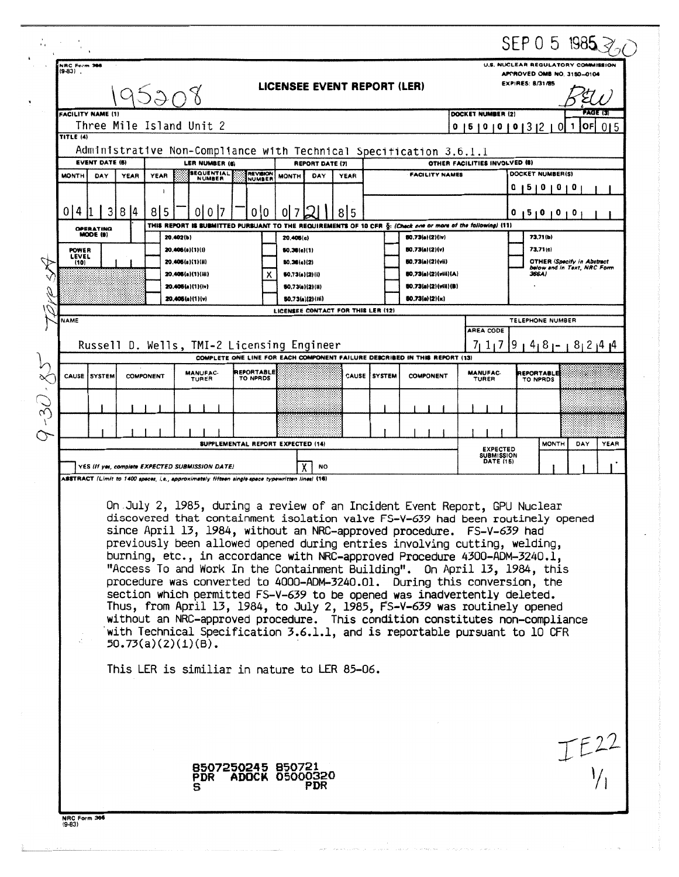SEP 0 5 1985

NRC Form 366 (9-83)

U.S. NUCLEAR REGULATORY COMMISSION
APPROVED OMB NO. 3150-0104
EXPIRES: 8/31/85

195208

# LICENSEE EVENT REPORT (LER)

| FACILITY NAME (1) | DOCKET NUMBER (2) | PAGE (3) |
|---|---|---|
| Three Mile Island Unit 2 | 0 5 0 0 0 3 2 0 | 1 OF 0 5 |

**TITLE (4)**
Administrative Non-Compliance with Technical Specification 3.6.1.1

| EVENT DATE (5) | | | LER NUMBER (6) | | | REPORT DATE (7) | | | OTHER FACILITIES INVOLVED (8) | |
|---|---|---|---|---|---|---|---|---|---|---|
| MONTH | DAY | YEAR | YEAR | SEQUENTIAL NUMBER | REVISION NUMBER | MONTH | DAY | YEAR | FACILITY NAMES | DOCKET NUMBER(S) |
| 0 4 | 1 3 | 8 4 | 8 5 | 0 0 7 | 0 0 | 0 7 | 2 1 | 8 5 | | 0 5 0 0 0 |
| | | | | | | | | | | 0 5 0 0 0 |

THIS REPORT IS SUBMITTED PURSUANT TO THE REQUIREMENTS OF 10 CFR §: (Check one or more of the following) (11)

- OPERATING MODE (9):
- POWER LEVEL (10):
- [ ] 20.402(b)
- [ ] 20.405(a)(1)(i)
- [ ] 20.405(a)(1)(ii)
- [ ] 20.405(a)(1)(iii)
- [ ] 20.405(a)(1)(iv)
- [ ] 20.405(a)(1)(v)
- [ ] 20.405(c)
- [ ] 50.36(c)(1)
- [ ] 50.36(c)(2)
- [X] 50.73(a)(2)(i)
- [ ] 50.73(a)(2)(ii)
- [ ] 50.73(a)(2)(iii)
- [ ] 50.73(a)(2)(iv)
- [ ] 50.73(a)(2)(v)
- [ ] 50.73(a)(2)(vii)
- [ ] 50.73(a)(2)(viii)(A)
- [ ] 50.73(a)(2)(viii)(B)
- [ ] 50.73(a)(2)(x)
- [ ] 73.71(b)
- [ ] 73.71(c)
- [ ] OTHER (Specify in Abstract below and in Text, NRC Form 366A)

**LICENSEE CONTACT FOR THIS LER (12)**

| NAME | TELEPHONE NUMBER |
|---|---|
| Russell D. Wells, TMI-2 Licensing Engineer | 717 948-8244 |

**COMPLETE ONE LINE FOR EACH COMPONENT FAILURE DESCRIBED IN THIS REPORT (13)**

| CAUSE | SYSTEM | COMPONENT | MANUFAC-TURER | REPORTABLE TO NPRDS | CAUSE | SYSTEM | COMPONENT | MANUFAC-TURER | REPORTABLE TO NPRDS |
|---|---|---|---|---|---|---|---|---|---|
| | | | | | | | | | |
| | | | | | | | | | |

**SUPPLEMENTAL REPORT EXPECTED (14)**

- [ ] YES (If yes, complete EXPECTED SUBMISSION DATE)
- [X] NO

EXPECTED SUBMISSION DATE (15): MONTH / DAY / YEAR

**ABSTRACT** (Limit to 1400 spaces, i.e., approximately fifteen single-space typewritten lines) (16)

On July 2, 1985, during a review of an Incident Event Report, GPU Nuclear discovered that containment isolation valve FS-V-639 had been routinely opened since April 13, 1984, without an NRC-approved procedure. FS-V-639 had previously been allowed opened during entries involving cutting, welding, burning, etc., in accordance with NRC-approved Procedure 4300-ADM-3240.1, "Access To and Work In the Containment Building". On April 13, 1984, this procedure was converted to 4000-ADM-3240.01. During this conversion, the section which permitted FS-V-639 to be opened was inadvertently deleted. Thus, from April 13, 1984, to July 2, 1985, FS-V-639 was routinely opened without an NRC-approved procedure. This condition constitutes non-compliance with Technical Specification 3.6.1.1, and is reportable pursuant to 10 CFR 50.73(a)(2)(i)(B).

This LER is similiar in nature to LER 85-06.

8507250245 850721
PDR ADOCK 05000320
S PDR

IE22
1/1

NRC Form 366 (9-83)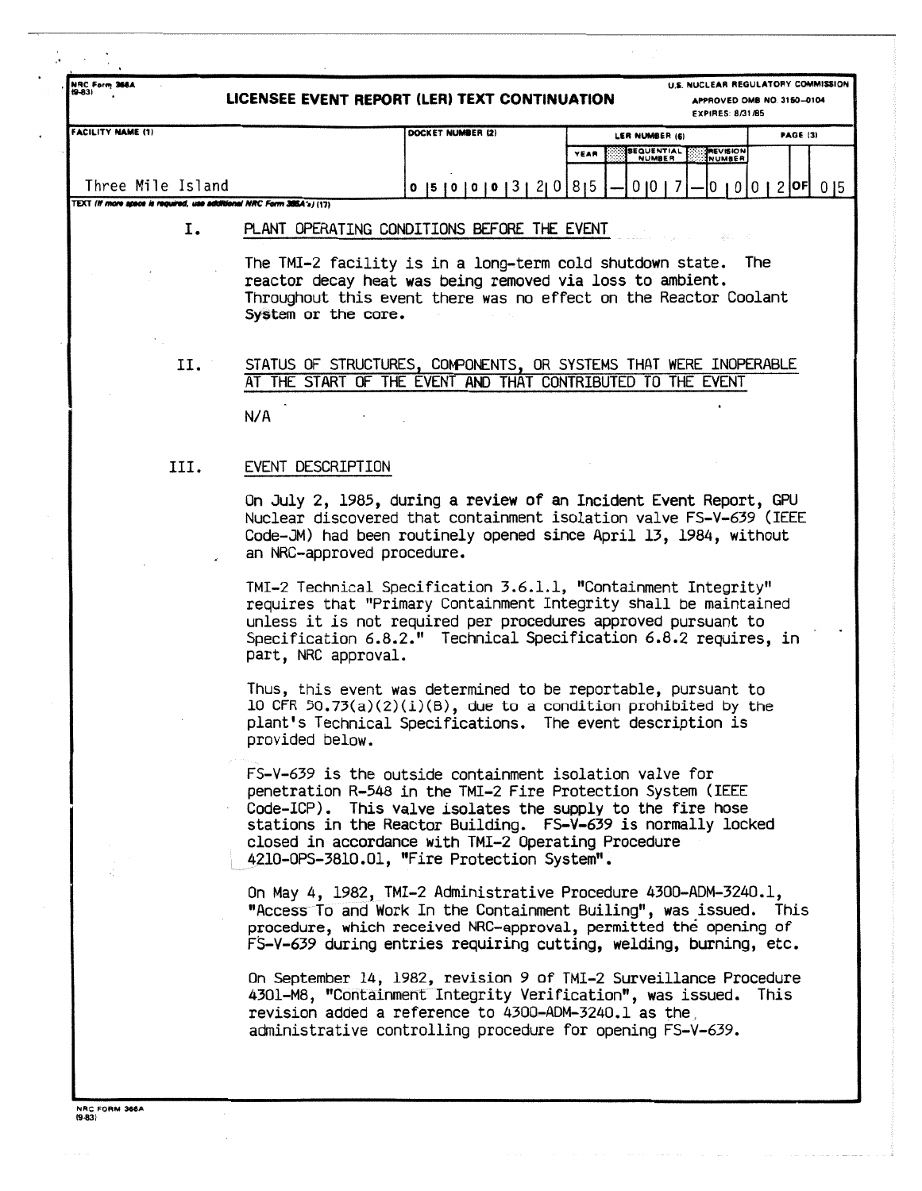NRC Form 366A
(9-83)

**LICENSEE EVENT REPORT (LER) TEXT CONTINUATION**

U.S. NUCLEAR REGULATORY COMMISSION
APPROVED OMB NO. 3150-0104
EXPIRES: 8/31/85

| FACILITY NAME (1) | DOCKET NUMBER (2) | LER NUMBER (6) | | | PAGE (3) |
|---|---|---|---|---|---|
| | | YEAR | SEQUENTIAL NUMBER | REVISION NUMBER | |
| Three Mile Island | 0 5 0 0 0 3 2 0 | 8 5 | 0 0 7 | 0 0 | 0 2 OF 0 5 |

TEXT (If more space is required, use additional NRC Form 366A's) (17)

## I. PLANT OPERATING CONDITIONS BEFORE THE EVENT

The TMI-2 facility is in a long-term cold shutdown state. The reactor decay heat was being removed via loss to ambient. Throughout this event there was no effect on the Reactor Coolant System or the core.

## II. STATUS OF STRUCTURES, COMPONENTS, OR SYSTEMS THAT WERE INOPERABLE AT THE START OF THE EVENT AND THAT CONTRIBUTED TO THE EVENT

N/A

## III. EVENT DESCRIPTION

On July 2, 1985, during a review of an Incident Event Report, GPU Nuclear discovered that containment isolation valve FS-V-639 (IEEE Code-JM) had been routinely opened since April 13, 1984, without an NRC-approved procedure.

TMI-2 Technical Specification 3.6.1.1, "Containment Integrity" requires that "Primary Containment Integrity shall be maintained unless it is not required per procedures approved pursuant to Specification 6.8.2." Technical Specification 6.8.2 requires, in part, NRC approval.

Thus, this event was determined to be reportable, pursuant to 10 CFR 50.73(a)(2)(i)(B), due to a condition prohibited by the plant's Technical Specifications. The event description is provided below.

FS-V-639 is the outside containment isolation valve for penetration R-548 in the TMI-2 Fire Protection System (IEEE Code-ICP). This valve isolates the supply to the fire hose stations in the Reactor Building. FS-V-639 is normally locked closed in accordance with TMI-2 Operating Procedure 4210-OPS-3810.01, "Fire Protection System".

On May 4, 1982, TMI-2 Administrative Procedure 4300-ADM-3240.1, "Access To and Work In the Containment Builing", was issued. This procedure, which received NRC-approval, permitted the opening of FS-V-639 during entries requiring cutting, welding, burning, etc.

On September 14, 1982, revision 9 of TMI-2 Surveillance Procedure 4301-M8, "Containment Integrity Verification", was issued. This revision added a reference to 4300-ADM-3240.1 as the administrative controlling procedure for opening FS-V-639.

NRC FORM 366A
(9-83)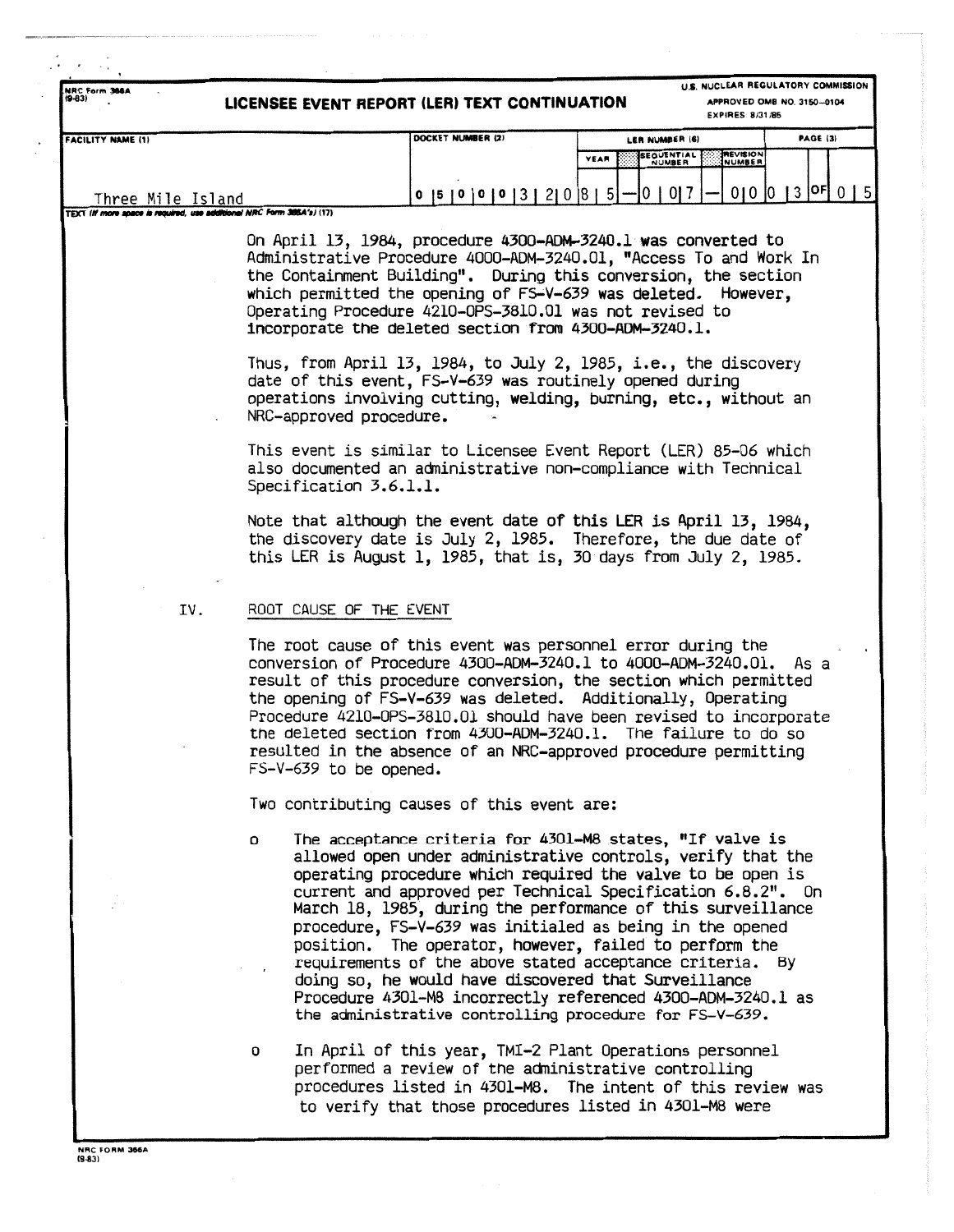**LICENSEE EVENT REPORT (LER) TEXT CONTINUATION**

| FACILITY NAME (1) | DOCKET NUMBER (2) | LER NUMBER (6) YEAR | SEQUENTIAL NUMBER | REVISION NUMBER | PAGE (3) |
|---|---|---|---|---|---|
| Three Mile Island | 0 5 0 0 0 3 2 0 | 8 5 | 0 0 7 | 0 0 | 0 3 OF 0 5 |

On April 13, 1984, procedure 4300-ADM-3240.1 was converted to Administrative Procedure 4000-ADM-3240.01, "Access To and Work In the Containment Building". During this conversion, the section which permitted the opening of FS-V-639 was deleted. However, Operating Procedure 4210-OPS-3810.01 was not revised to incorporate the deleted section from 4300-ADM-3240.1.

Thus, from April 13, 1984, to July 2, 1985, i.e., the discovery date of this event, FS-V-639 was routinely opened during operations involving cutting, welding, burning, etc., without an NRC-approved procedure.

This event is similar to Licensee Event Report (LER) 85-06 which also documented an administrative non-compliance with Technical Specification 3.6.1.1.

Note that although the event date of this LER is April 13, 1984, the discovery date is July 2, 1985. Therefore, the due date of this LER is August 1, 1985, that is, 30 days from July 2, 1985.

## IV. ROOT CAUSE OF THE EVENT

The root cause of this event was personnel error during the conversion of Procedure 4300-ADM-3240.1 to 4000-ADM-3240.01. As a result of this procedure conversion, the section which permitted the opening of FS-V-639 was deleted. Additionally, Operating Procedure 4210-OPS-3810.01 should have been revised to incorporate the deleted section from 4300-ADM-3240.1. The failure to do so resulted in the absence of an NRC-approved procedure permitting FS-V-639 to be opened.

Two contributing causes of this event are:

- The acceptance criteria for 4301-M8 states, "If valve is allowed open under administrative controls, verify that the operating procedure which required the valve to be open is current and approved per Technical Specification 6.8.2". On March 18, 1985, during the performance of this surveillance procedure, FS-V-639 was initialed as being in the opened position. The operator, however, failed to perform the requirements of the above stated acceptance criteria. By doing so, he would have discovered that Surveillance Procedure 4301-M8 incorrectly referenced 4300-ADM-3240.1 as the administrative controlling procedure for FS-V-639.

- In April of this year, TMI-2 Plant Operations personnel performed a review of the administrative controlling procedures listed in 4301-M8. The intent of this review was to verify that those procedures listed in 4301-M8 were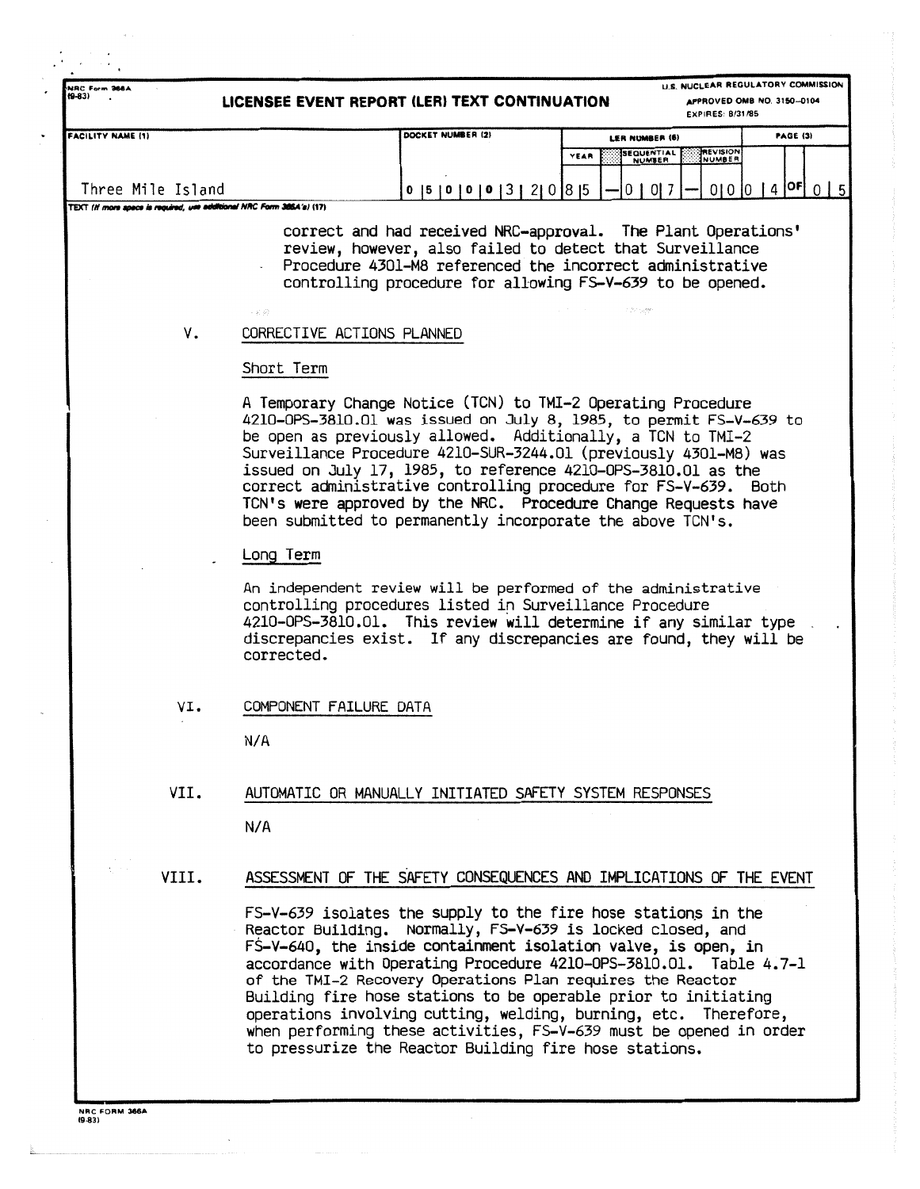correct and had received NRC-approval. The Plant Operations' review, however, also failed to detect that Surveillance Procedure 4301-M8 referenced the incorrect administrative controlling procedure for allowing FS-V-639 to be opened.

## V. CORRECTIVE ACTIONS PLANNED

### Short Term

A Temporary Change Notice (TCN) to TMI-2 Operating Procedure 4210-OPS-3810.01 was issued on July 8, 1985, to permit FS-V-639 to be open as previously allowed. Additionally, a TCN to TMI-2 Surveillance Procedure 4210-SUR-3244.01 (previously 4301-M8) was issued on July 17, 1985, to reference 4210-OPS-3810.01 as the correct administrative controlling procedure for FS-V-639. Both TCN's were approved by the NRC. Procedure Change Requests have been submitted to permanently incorporate the above TCN's.

### Long Term

An independent review will be performed of the administrative controlling procedures listed in Surveillance Procedure 4210-OPS-3810.01. This review will determine if any similar type discrepancies exist. If any discrepancies are found, they will be corrected.

## VI. COMPONENT FAILURE DATA

N/A

## VII. AUTOMATIC OR MANUALLY INITIATED SAFETY SYSTEM RESPONSES

N/A

## VIII. ASSESSMENT OF THE SAFETY CONSEQUENCES AND IMPLICATIONS OF THE EVENT

FS-V-639 isolates the supply to the fire hose stations in the Reactor Building. Normally, FS-V-639 is locked closed, and FS-V-640, the inside containment isolation valve, is open, in accordance with Operating Procedure 4210-OPS-3810.01. Table 4.7-1 of the TMI-2 Recovery Operations Plan requires the Reactor Building fire hose stations to be operable prior to initiating operations involving cutting, welding, burning, etc. Therefore, when performing these activities, FS-V-639 must be opened in order to pressurize the Reactor Building fire hose stations.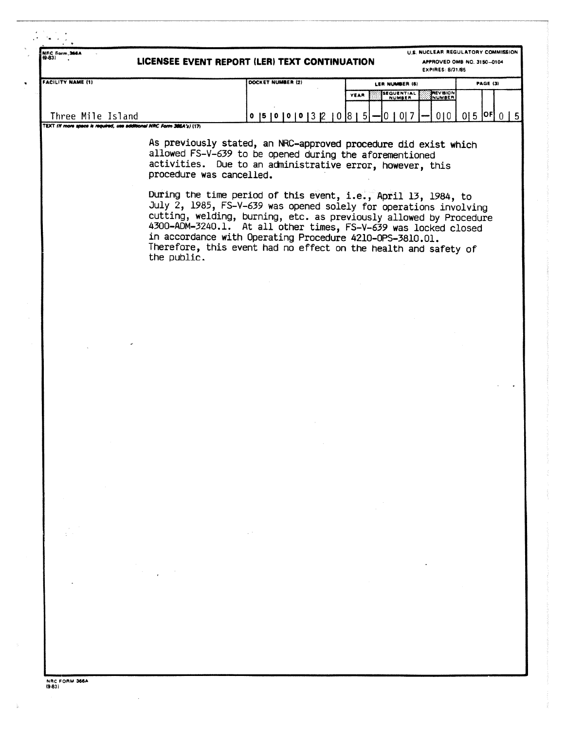NRC Form 366A
(9-83)

# LICENSEE EVENT REPORT (LER) TEXT CONTINUATION

U.S. NUCLEAR REGULATORY COMMISSION
APPROVED OMB NO. 3150-0104
EXPIRES: 8/31/85

| FACILITY NAME (1) | DOCKET NUMBER (2) | LER NUMBER (6) YEAR | SEQUENTIAL NUMBER | REVISION NUMBER | PAGE (3) |
|---|---|---|---|---|---|
| Three Mile Island | 0 5 0 0 0 3 2 0 | 8 5 | 0 0 7 | 0 0 | 0 5 OF 0 5 |

TEXT (If more space is required, use additional NRC Form 366A's) (17)

As previously stated, an NRC-approved procedure did exist which allowed FS-V-639 to be opened during the aforementioned activities. Due to an administrative error, however, this procedure was cancelled.

During the time period of this event, i.e., April 13, 1984, to July 2, 1985, FS-V-639 was opened solely for operations involving cutting, welding, burning, etc. as previously allowed by Procedure 4300-ADM-3240.1. At all other times, FS-V-639 was locked closed in accordance with Operating Procedure 4210-OPS-3810.01. Therefore, this event had no effect on the health and safety of the public.

NRC FORM 366A
(9-83)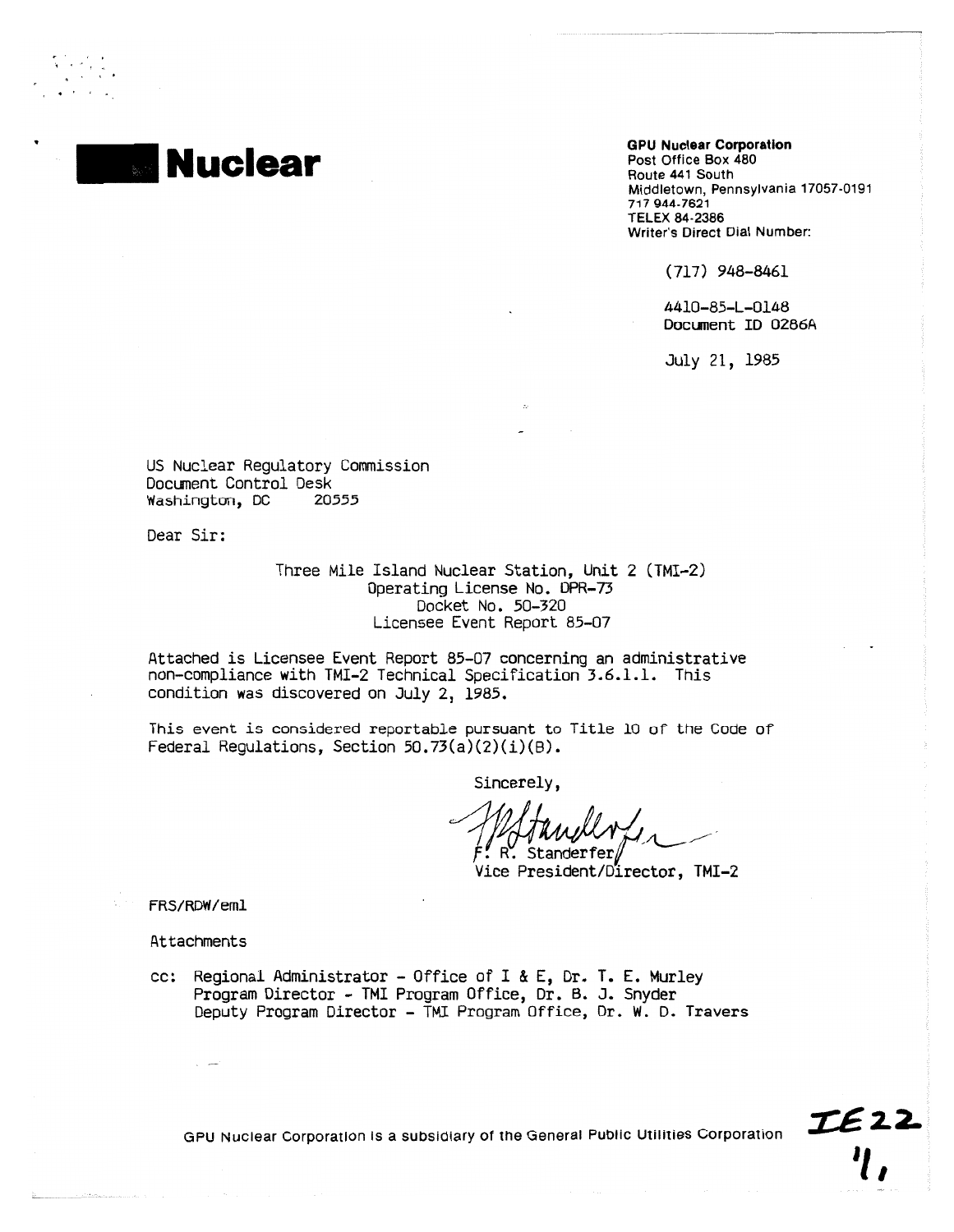# Nuclear

**GPU Nuclear Corporation**
Post Office Box 480
Route 441 South
Middletown, Pennsylvania 17057-0191
717 944-7621
TELEX 84-2386
Writer's Direct Dial Number:

(717) 948-8461

4410-85-L-0148
Document ID 0286A

July 21, 1985

US Nuclear Regulatory Commission
Document Control Desk
Washington, DC 20555

Dear Sir:

Three Mile Island Nuclear Station, Unit 2 (TMI-2)
Operating License No. DPR-73
Docket No. 50-320
Licensee Event Report 85-07

Attached is Licensee Event Report 85-07 concerning an administrative non-compliance with TMI-2 Technical Specification 3.6.1.1. This condition was discovered on July 2, 1985.

This event is considered reportable pursuant to Title 10 of the Code of Federal Regulations, Section 50.73(a)(2)(i)(B).

Sincerely,

F. R. Standerfer
Vice President/Director, TMI-2

FRS/RDW/eml

Attachments

cc: Regional Administrator - Office of I & E, Dr. T. E. Murley
Program Director - TMI Program Office, Dr. B. J. Snyder
Deputy Program Director - TMI Program Office, Dr. W. D. Travers

GPU Nuclear Corporation is a subsidiary of the General Public Utilities Corporation

IE22
1